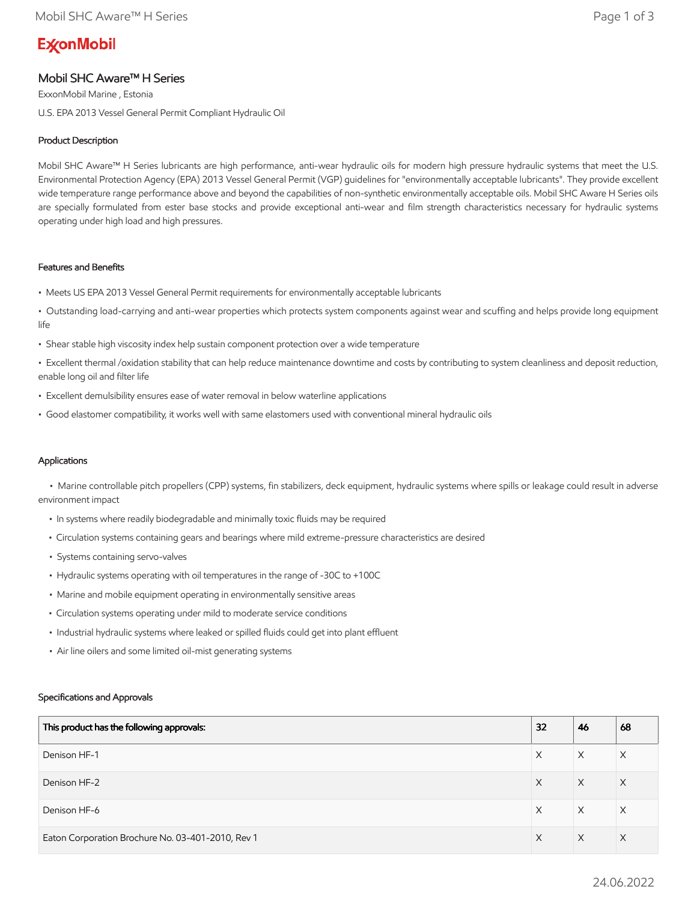ExxonMobil

# Mobil SHC Aware™ H Series

ExxonMobil Marine , Estonia

U.S. EPA 2013 Vessel General Permit Compliant Hydraulic Oil

## Product Description

Mobil SHC Aware™ H Series lubricants are high performance, anti-wear hydraulic oils for modern high pressure hydraulic systems that meet the U.S. Environmental Protection Agency (EPA) 2013 Vessel General Permit (VGP) guidelines for "environmentally acceptable lubricants". They provide excellent wide temperature range performance above and beyond the capabilities of non-synthetic environmentally acceptable oils. Mobil SHC Aware H Series oils are specially formulated from ester base stocks and provide exceptional anti-wear and film strength characteristics necessary for hydraulic systems operating under high load and high pressures.

## Features and Benefits

- Meets US EPA 2013 Vessel General Permit requirements for environmentally acceptable lubricants
- Outstanding load-carrying and anti-wear properties which protects system components against wear and scuffing and helps provide long equipment life
- Shear stable high viscosity index help sustain component protection over a wide temperature
- Excellent thermal /oxidation stability that can help reduce maintenance downtime and costs by contributing to system cleanliness and deposit reduction, enable long oil and filter life
- Excellent demulsibility ensures ease of water removal in below waterline applications
- Good elastomer compatibility, it works well with same elastomers used with conventional mineral hydraulic oils

## Applications

- Marine controllable pitch propellers (CPP) systems, fin stabilizers, deck equipment, hydraulic systems where spills or leakage could result in adverse environment impact
- In systems where readily biodegradable and minimally toxic fluids may be required
- Circulation systems containing gears and bearings where mild extreme-pressure characteristics are desired
- Systems containing servo-valves
- Hydraulic systems operating with oil temperatures in the range of -30C to +100C
- Marine and mobile equipment operating in environmentally sensitive areas
- Circulation systems operating under mild to moderate service conditions
- Industrial hydraulic systems where leaked or spilled fluids could get into plant effluent
- Air line oilers and some limited oil-mist generating systems

## Specifications and Approvals

| This product has the following approvals: | 32 | 46 | 68 |
|---|---|---|---|
| Denison HF-1 | X | X | X |
| Denison HF-2 | X | X | X |
| Denison HF-6 | X | X | X |
| Eaton Corporation Brochure No. 03-401-2010, Rev 1 | X | X | X |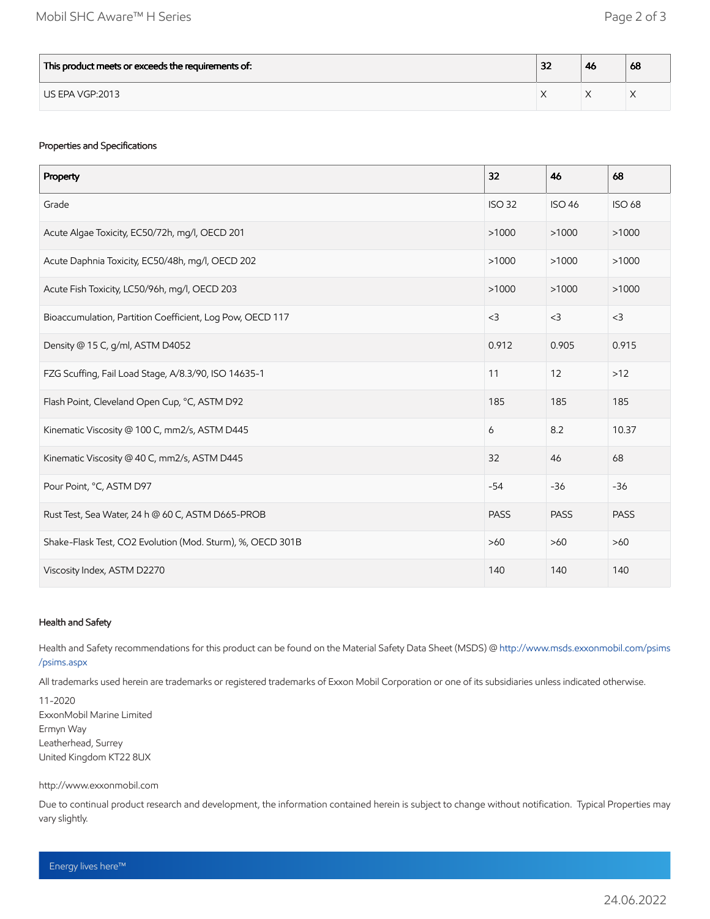| This product meets or exceeds the requirements of: | 32 | 46 | 68 |
| --- | --- | --- | --- |
| US EPA VGP:2013 | X | X | X |

### Properties and Specifications

| Property | 32 | 46 | 68 |
| --- | --- | --- | --- |
| Grade | ISO 32 | ISO 46 | ISO 68 |
| Acute Algae Toxicity, EC50/72h, mg/l, OECD 201 | >1000 | >1000 | >1000 |
| Acute Daphnia Toxicity, EC50/48h, mg/l, OECD 202 | >1000 | >1000 | >1000 |
| Acute Fish Toxicity, LC50/96h, mg/l, OECD 203 | >1000 | >1000 | >1000 |
| Bioaccumulation, Partition Coefficient, Log Pow, OECD 117 | <3 | <3 | <3 |
| Density @ 15 C, g/ml, ASTM D4052 | 0.912 | 0.905 | 0.915 |
| FZG Scuffing, Fail Load Stage, A/8.3/90, ISO 14635-1 | 11 | 12 | >12 |
| Flash Point, Cleveland Open Cup, °C, ASTM D92 | 185 | 185 | 185 |
| Kinematic Viscosity @ 100 C, mm2/s, ASTM D445 | 6 | 8.2 | 10.37 |
| Kinematic Viscosity @ 40 C, mm2/s, ASTM D445 | 32 | 46 | 68 |
| Pour Point, °C, ASTM D97 | -54 | -36 | -36 |
| Rust Test, Sea Water, 24 h @ 60 C, ASTM D665-PROB | PASS | PASS | PASS |
| Shake-Flask Test, CO2 Evolution (Mod. Sturm), %, OECD 301B | >60 | >60 | >60 |
| Viscosity Index, ASTM D2270 | 140 | 140 | 140 |

### Health and Safety

Health and Safety recommendations for this product can be found on the Material Safety Data Sheet (MSDS) @ http://www.msds.exxonmobil.com/psims/psims.aspx

All trademarks used herein are trademarks or registered trademarks of Exxon Mobil Corporation or one of its subsidiaries unless indicated otherwise.

11-2020
ExxonMobil Marine Limited
Ermyn Way
Leatherhead, Surrey
United Kingdom KT22 8UX

http://www.exxonmobil.com

Due to continual product research and development, the information contained herein is subject to change without notification. Typical Properties may vary slightly.

Energy lives here™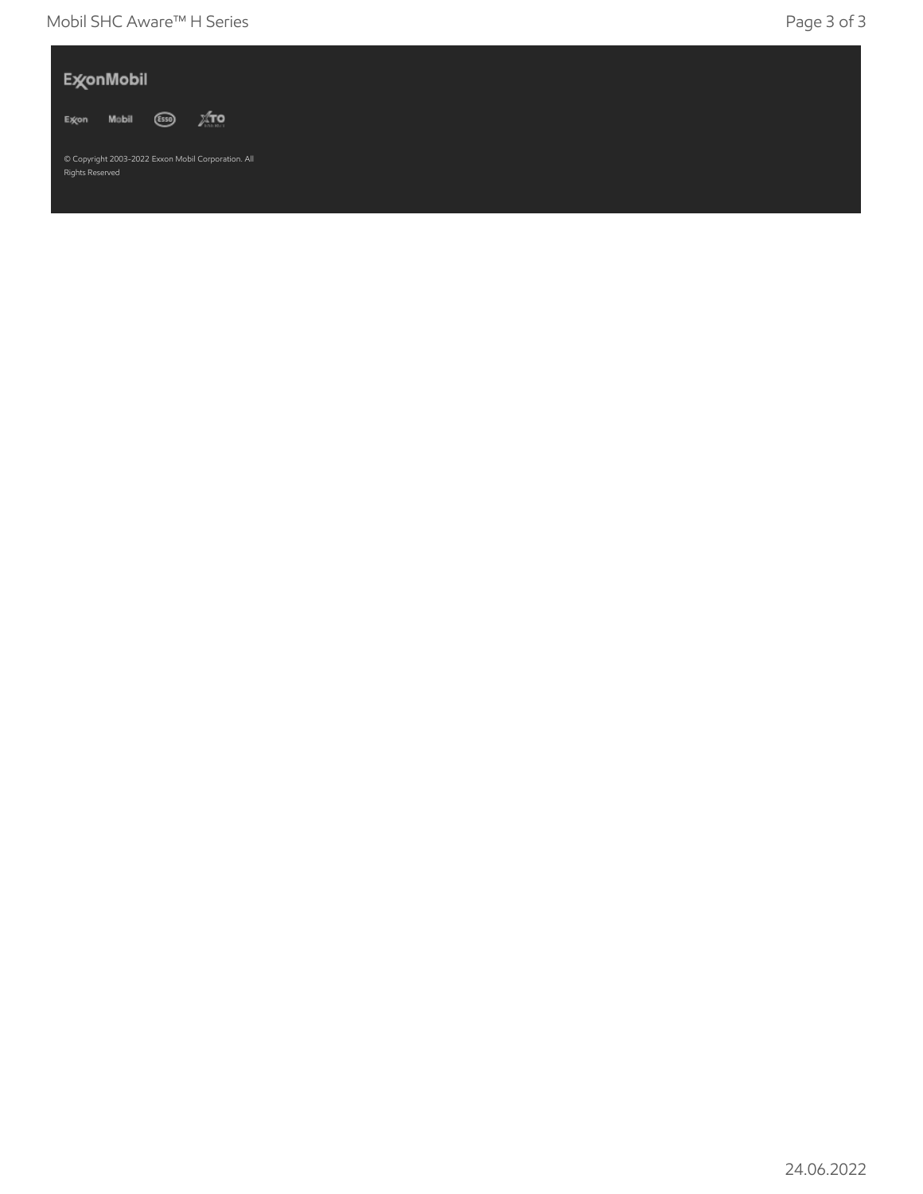ExxonMobil

Exxon Mobil Esso XTO

© Copyright 2003-2022 Exxon Mobil Corporation. All Rights Reserved